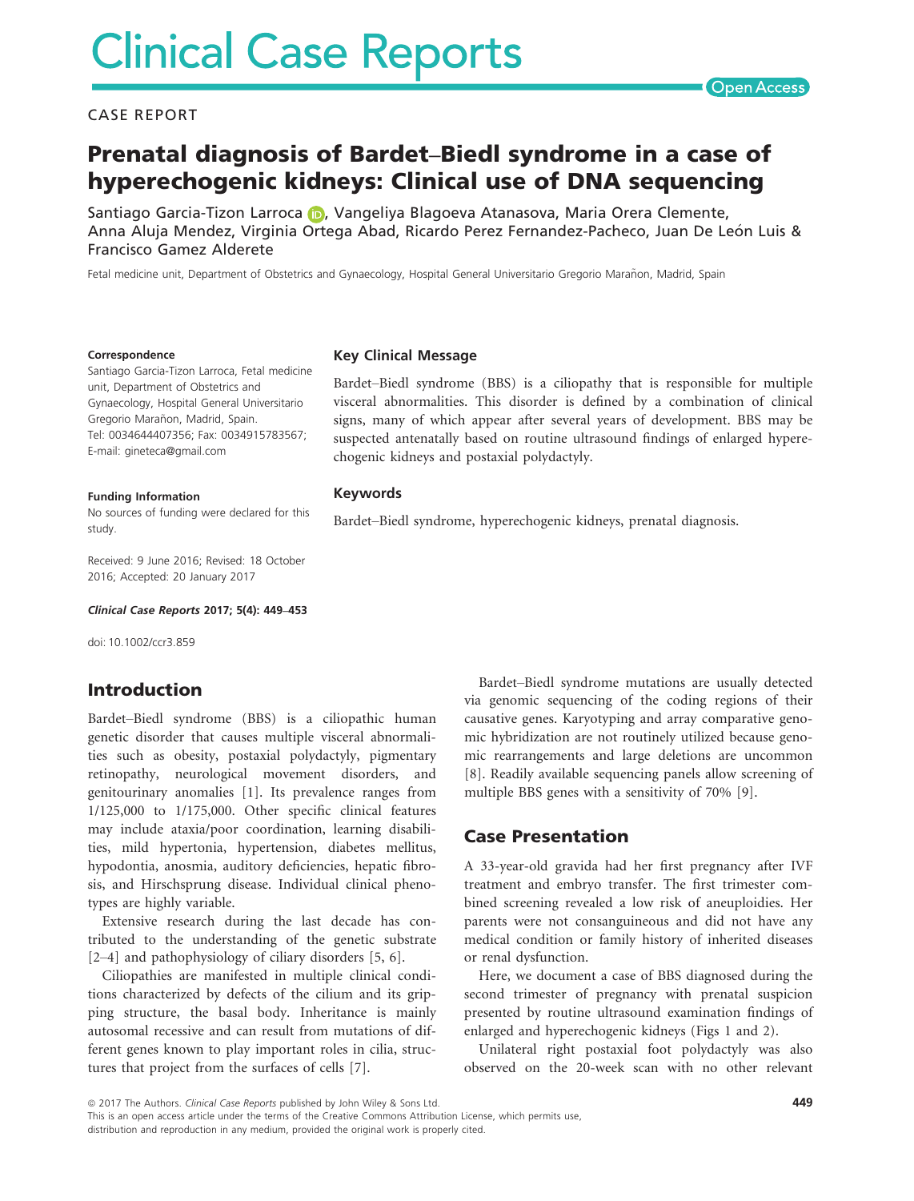# Clinical Case Reports

CASE REPORT

## Prenatal diagnosis of Bardet–Biedl syndrome in a case of hyperechogenic kidneys: Clinical use of DNA sequencing

Santiago Garcia-Tizon Larroca, Vangeliya Blagoeva Atanasova, Maria Orera Clemente, Anna Aluja Mendez, Virginia Ortega Abad, Ricardo Perez Fernandez-Pacheco, Juan De León Luis & Francisco Gamez Alderete

Fetal medicine unit, Department of Obstetrics and Gynaecology, Hospital General Universitario Gregorio Marañon, Madrid, Spain

**Correspondence**
Santiago Garcia-Tizon Larroca, Fetal medicine unit, Department of Obstetrics and Gynaecology, Hospital General Universitario Gregorio Marañon, Madrid, Spain.
Tel: 0034644407356; Fax: 0034915783567;
E-mail: gineteca@gmail.com

**Funding Information**
No sources of funding were declared for this study.

Received: 9 June 2016; Revised: 18 October 2016; Accepted: 20 January 2017

***Clinical Case Reports* 2017; 5(4): 449–453**

doi: 10.1002/ccr3.859

### Key Clinical Message

Bardet–Biedl syndrome (BBS) is a ciliopathy that is responsible for multiple visceral abnormalities. This disorder is defined by a combination of clinical signs, many of which appear after several years of development. BBS may be suspected antenatally based on routine ultrasound findings of enlarged hyperechogenic kidneys and postaxial polydactyly.

### Keywords

Bardet–Biedl syndrome, hyperechogenic kidneys, prenatal diagnosis.

## Introduction

Bardet–Biedl syndrome (BBS) is a ciliopathic human genetic disorder that causes multiple visceral abnormalities such as obesity, postaxial polydactyly, pigmentary retinopathy, neurological movement disorders, and genitourinary anomalies [1]. Its prevalence ranges from 1/125,000 to 1/175,000. Other specific clinical features may include ataxia/poor coordination, learning disabilities, mild hypertonia, hypertension, diabetes mellitus, hypodontia, anosmia, auditory deficiencies, hepatic fibrosis, and Hirschsprung disease. Individual clinical phenotypes are highly variable.

Extensive research during the last decade has contributed to the understanding of the genetic substrate [2–4] and pathophysiology of ciliary disorders [5, 6].

Ciliopathies are manifested in multiple clinical conditions characterized by defects of the cilium and its gripping structure, the basal body. Inheritance is mainly autosomal recessive and can result from mutations of different genes known to play important roles in cilia, structures that project from the surfaces of cells [7].

Bardet–Biedl syndrome mutations are usually detected via genomic sequencing of the coding regions of their causative genes. Karyotyping and array comparative genomic hybridization are not routinely utilized because genomic rearrangements and large deletions are uncommon [8]. Readily available sequencing panels allow screening of multiple BBS genes with a sensitivity of 70% [9].

## Case Presentation

A 33-year-old gravida had her first pregnancy after IVF treatment and embryo transfer. The first trimester combined screening revealed a low risk of aneuploidies. Her parents were not consanguineous and did not have any medical condition or family history of inherited diseases or renal dysfunction.

Here, we document a case of BBS diagnosed during the second trimester of pregnancy with prenatal suspicion presented by routine ultrasound examination findings of enlarged and hyperechogenic kidneys (Figs 1 and 2).

Unilateral right postaxial foot polydactyly was also observed on the 20-week scan with no other relevant

© 2017 The Authors. *Clinical Case Reports* published by John Wiley & Sons Ltd.
This is an open access article under the terms of the Creative Commons Attribution License, which permits use, distribution and reproduction in any medium, provided the original work is properly cited.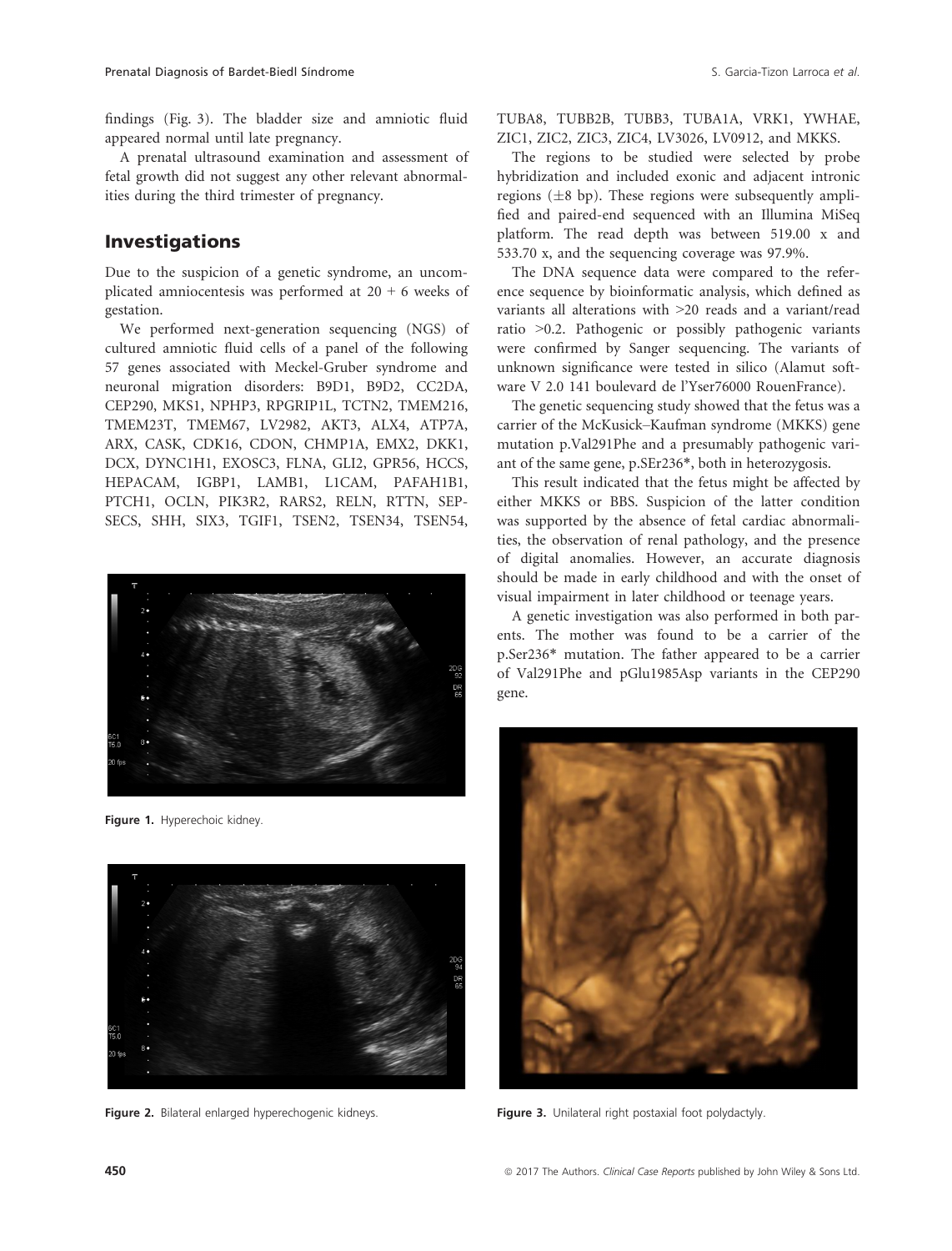findings (Fig. 3). The bladder size and amniotic fluid appeared normal until late pregnancy.

A prenatal ultrasound examination and assessment of fetal growth did not suggest any other relevant abnormalities during the third trimester of pregnancy.

## Investigations

Due to the suspicion of a genetic syndrome, an uncomplicated amniocentesis was performed at 20 + 6 weeks of gestation.

We performed next-generation sequencing (NGS) of cultured amniotic fluid cells of a panel of the following 57 genes associated with Meckel-Gruber syndrome and neuronal migration disorders: B9D1, B9D2, CC2DA, CEP290, MKS1, NPHP3, RPGRIP1L, TCTN2, TMEM216, TMEM23T, TMEM67, LV2982, AKT3, ALX4, ATP7A, ARX, CASK, CDK16, CDON, CHMP1A, EMX2, DKK1, DCX, DYNC1H1, EXOSC3, FLNA, GLI2, GPR56, HCCS, HEPACAM, IGBP1, LAMB1, L1CAM, PAFAH1B1, PTCH1, OCLN, PIK3R2, RARS2, RELN, RTTN, SEPSECS, SHH, SIX3, TGIF1, TSEN2, TSEN34, TSEN54, TUBA8, TUBB2B, TUBB3, TUBA1A, VRK1, YWHAE, ZIC1, ZIC2, ZIC3, ZIC4, LV3026, LV0912, and MKKS.

Figure 1. Hyperechoic kidney.

Figure 2. Bilateral enlarged hyperechogenic kidneys.

The regions to be studied were selected by probe hybridization and included exonic and adjacent intronic regions (±8 bp). These regions were subsequently amplified and paired-end sequenced with an Illumina MiSeq platform. The read depth was between 519.00 x and 533.70 x, and the sequencing coverage was 97.9%.

The DNA sequence data were compared to the reference sequence by bioinformatic analysis, which defined as variants all alterations with >20 reads and a variant/read ratio >0.2. Pathogenic or possibly pathogenic variants were confirmed by Sanger sequencing. The variants of unknown significance were tested in silico (Alamut software V 2.0 141 boulevard de l'Yser76000 RouenFrance).

The genetic sequencing study showed that the fetus was a carrier of the McKusick–Kaufman syndrome (MKKS) gene mutation p.Val291Phe and a presumably pathogenic variant of the same gene, p.SEr236*, both in heterozygosis.

This result indicated that the fetus might be affected by either MKKS or BBS. Suspicion of the latter condition was supported by the absence of fetal cardiac abnormalities, the observation of renal pathology, and the presence of digital anomalies. However, an accurate diagnosis should be made in early childhood and with the onset of visual impairment in later childhood or teenage years.

A genetic investigation was also performed in both parents. The mother was found to be a carrier of the p.Ser236* mutation. The father appeared to be a carrier of Val291Phe and pGlu1985Asp variants in the CEP290 gene.

Figure 3. Unilateral right postaxial foot polydactyly.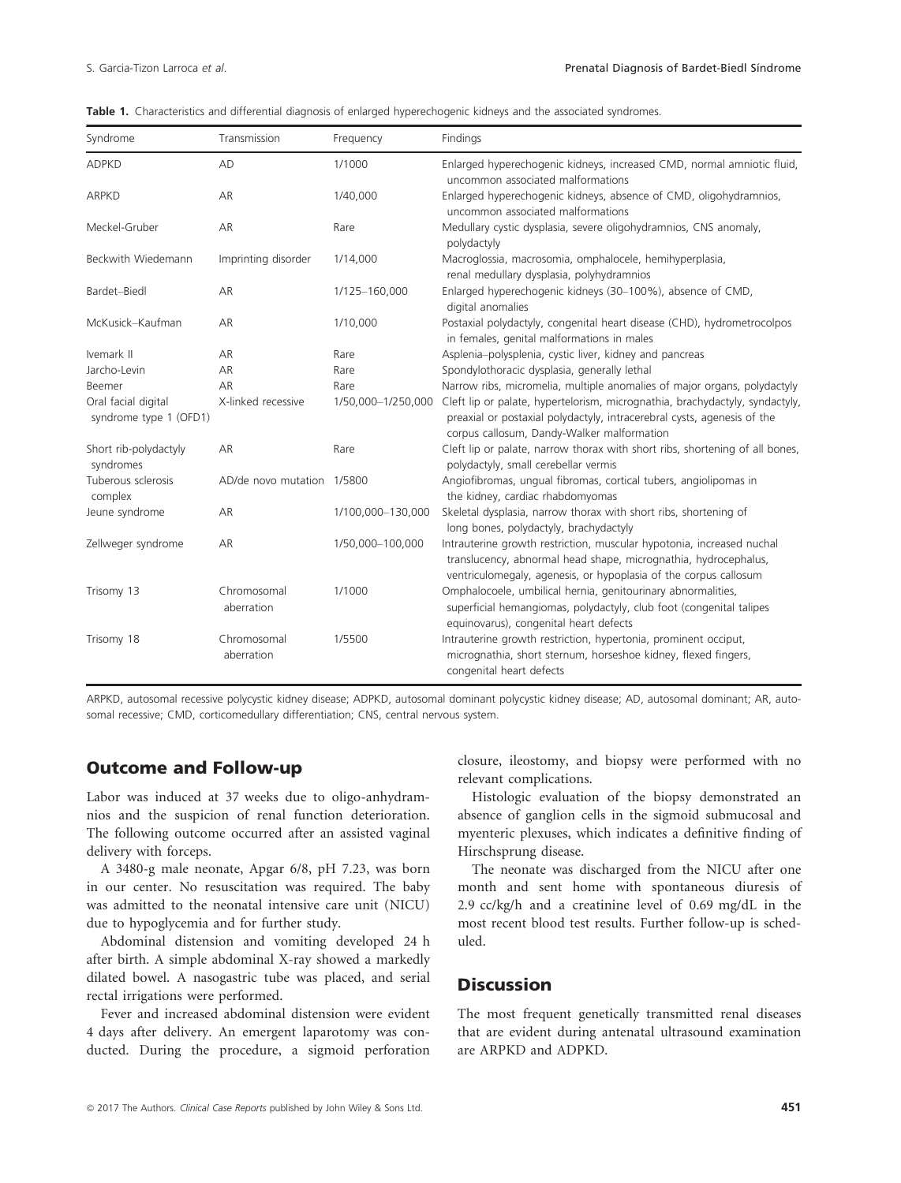**Table 1.** Characteristics and differential diagnosis of enlarged hyperechogenic kidneys and the associated syndromes.

| Syndrome | Transmission | Frequency | Findings |
| --- | --- | --- | --- |
| ADPKD | AD | 1/1000 | Enlarged hyperechogenic kidneys, increased CMD, normal amniotic fluid, uncommon associated malformations |
| ARPKD | AR | 1/40,000 | Enlarged hyperechogenic kidneys, absence of CMD, oligohydramnios, uncommon associated malformations |
| Meckel-Gruber | AR | Rare | Medullary cystic dysplasia, severe oligohydramnios, CNS anomaly, polydactyly |
| Beckwith Wiedemann | Imprinting disorder | 1/14,000 | Macroglossia, macrosomia, omphalocele, hemihyperplasia, renal medullary dysplasia, polyhydramnios |
| Bardet–Biedl | AR | 1/125–160,000 | Enlarged hyperechogenic kidneys (30–100%), absence of CMD, digital anomalies |
| McKusick–Kaufman | AR | 1/10,000 | Postaxial polydactyly, congenital heart disease (CHD), hydrometrocolpos in females, genital malformations in males |
| Ivemark II | AR | Rare | Asplenia–polysplenia, cystic liver, kidney and pancreas |
| Jarcho-Levin | AR | Rare | Spondylothoracic dysplasia, generally lethal |
| Beemer | AR | Rare | Narrow ribs, micromelia, multiple anomalies of major organs, polydactyly |
| Oral facial digital syndrome type 1 (OFD1) | X-linked recessive | 1/50,000–1/250,000 | Cleft lip or palate, hypertelorism, micrognathia, brachydactyly, syndactyly, preaxial or postaxial polydactyly, intracerebral cysts, agenesis of the corpus callosum, Dandy-Walker malformation |
| Short rib-polydactyly syndromes | AR | Rare | Cleft lip or palate, narrow thorax with short ribs, shortening of all bones, polydactyly, small cerebellar vermis |
| Tuberous sclerosis complex | AD/de novo mutation | 1/5800 | Angiofibromas, ungual fibromas, cortical tubers, angiolipomas in the kidney, cardiac rhabdomyomas |
| Jeune syndrome | AR | 1/100,000–130,000 | Skeletal dysplasia, narrow thorax with short ribs, shortening of long bones, polydactyly, brachydactyly |
| Zellweger syndrome | AR | 1/50,000–100,000 | Intrauterine growth restriction, muscular hypotonia, increased nuchal translucency, abnormal head shape, micrognathia, hydrocephalus, ventriculomegaly, agenesis, or hypoplasia of the corpus callosum |
| Trisomy 13 | Chromosomal aberration | 1/1000 | Omphalocoele, umbilical hernia, genitourinary abnormalities, superficial hemangiomas, polydactyly, club foot (congenital talipes equinovarus), congenital heart defects |
| Trisomy 18 | Chromosomal aberration | 1/5500 | Intrauterine growth restriction, hypertonia, prominent occiput, micrognathia, short sternum, horseshoe kidney, flexed fingers, congenital heart defects |

ARPKD, autosomal recessive polycystic kidney disease; ADPKD, autosomal dominant polycystic kidney disease; AD, autosomal dominant; AR, autosomal recessive; CMD, corticomedullary differentiation; CNS, central nervous system.

## Outcome and Follow-up

Labor was induced at 37 weeks due to oligo-anhydramnios and the suspicion of renal function deterioration. The following outcome occurred after an assisted vaginal delivery with forceps.

A 3480-g male neonate, Apgar 6/8, pH 7.23, was born in our center. No resuscitation was required. The baby was admitted to the neonatal intensive care unit (NICU) due to hypoglycemia and for further study.

Abdominal distension and vomiting developed 24 h after birth. A simple abdominal X-ray showed a markedly dilated bowel. A nasogastric tube was placed, and serial rectal irrigations were performed.

Fever and increased abdominal distension were evident 4 days after delivery. An emergent laparotomy was conducted. During the procedure, a sigmoid perforation closure, ileostomy, and biopsy were performed with no relevant complications.

Histologic evaluation of the biopsy demonstrated an absence of ganglion cells in the sigmoid submucosal and myenteric plexuses, which indicates a definitive finding of Hirschsprung disease.

The neonate was discharged from the NICU after one month and sent home with spontaneous diuresis of 2.9 cc/kg/h and a creatinine level of 0.69 mg/dL in the most recent blood test results. Further follow-up is scheduled.

## Discussion

The most frequent genetically transmitted renal diseases that are evident during antenatal ultrasound examination are ARPKD and ADPKD.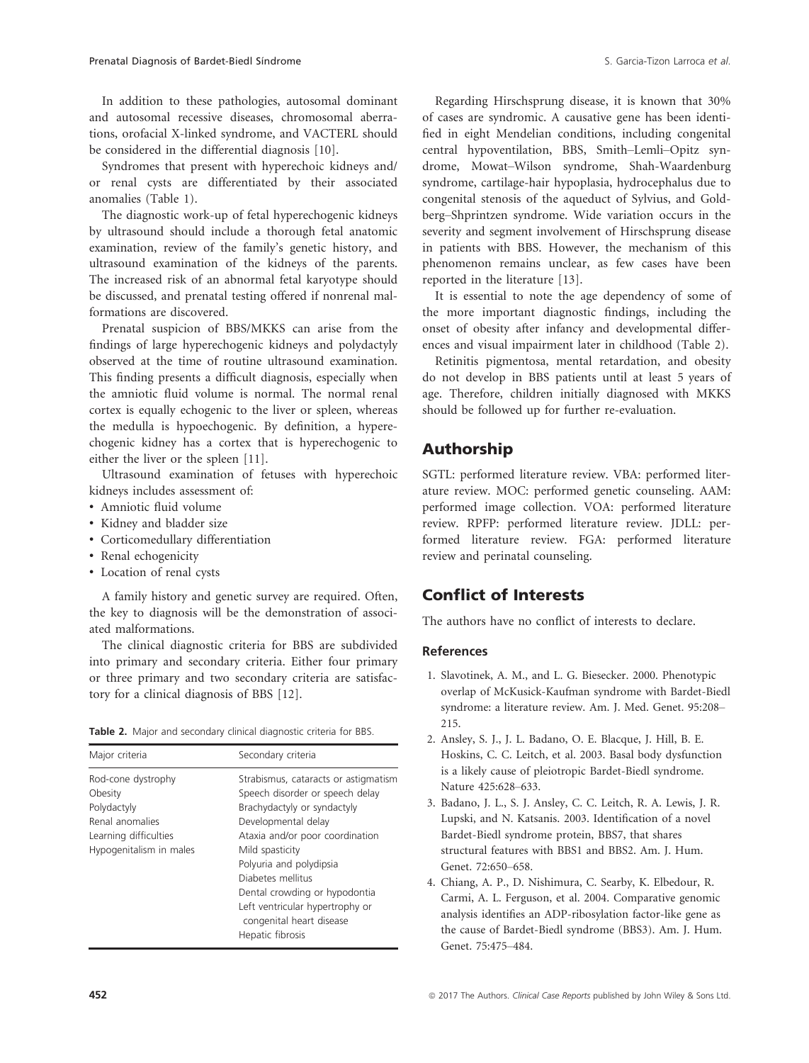In addition to these pathologies, autosomal dominant and autosomal recessive diseases, chromosomal aberrations, orofacial X-linked syndrome, and VACTERL should be considered in the differential diagnosis [10].

Syndromes that present with hyperechoic kidneys and/or renal cysts are differentiated by their associated anomalies (Table 1).

The diagnostic work-up of fetal hyperechogenic kidneys by ultrasound should include a thorough fetal anatomic examination, review of the family's genetic history, and ultrasound examination of the kidneys of the parents. The increased risk of an abnormal fetal karyotype should be discussed, and prenatal testing offered if nonrenal malformations are discovered.

Prenatal suspicion of BBS/MKKS can arise from the findings of large hyperechogenic kidneys and polydactyly observed at the time of routine ultrasound examination. This finding presents a difficult diagnosis, especially when the amniotic fluid volume is normal. The normal renal cortex is equally echogenic to the liver or spleen, whereas the medulla is hypoechogenic. By definition, a hyperechogenic kidney has a cortex that is hyperechogenic to either the liver or the spleen [11].

Ultrasound examination of fetuses with hyperechoic kidneys includes assessment of:

- Amniotic fluid volume
- Kidney and bladder size
- Corticomedullary differentiation
- Renal echogenicity
- Location of renal cysts

A family history and genetic survey are required. Often, the key to diagnosis will be the demonstration of associated malformations.

The clinical diagnostic criteria for BBS are subdivided into primary and secondary criteria. Either four primary or three primary and two secondary criteria are satisfactory for a clinical diagnosis of BBS [12].

**Table 2.** Major and secondary clinical diagnostic criteria for BBS.

| Major criteria | Secondary criteria |
|---|---|
| Rod-cone dystrophy | Strabismus, cataracts or astigmatism |
| Obesity | Speech disorder or speech delay |
| Polydactyly | Brachydactyly or syndactyly |
| Renal anomalies | Developmental delay |
| Learning difficulties | Ataxia and/or poor coordination |
| Hypogenitalism in males | Mild spasticity |
| | Polyuria and polydipsia |
| | Diabetes mellitus |
| | Dental crowding or hypodontia |
| | Left ventricular hypertrophy or congenital heart disease |
| | Hepatic fibrosis |

Regarding Hirschsprung disease, it is known that 30% of cases are syndromic. A causative gene has been identified in eight Mendelian conditions, including congenital central hypoventilation, BBS, Smith–Lemli–Opitz syndrome, Mowat–Wilson syndrome, Shah-Waardenburg syndrome, cartilage-hair hypoplasia, hydrocephalus due to congenital stenosis of the aqueduct of Sylvius, and Goldberg–Shprintzen syndrome. Wide variation occurs in the severity and segment involvement of Hirschsprung disease in patients with BBS. However, the mechanism of this phenomenon remains unclear, as few cases have been reported in the literature [13].

It is essential to note the age dependency of some of the more important diagnostic findings, including the onset of obesity after infancy and developmental differences and visual impairment later in childhood (Table 2).

Retinitis pigmentosa, mental retardation, and obesity do not develop in BBS patients until at least 5 years of age. Therefore, children initially diagnosed with MKKS should be followed up for further re-evaluation.

## Authorship

SGTL: performed literature review. VBA: performed literature review. MOC: performed genetic counseling. AAM: performed image collection. VOA: performed literature review. RPFP: performed literature review. JDLL: performed literature review. FGA: performed literature review and perinatal counseling.

## Conflict of Interests

The authors have no conflict of interests to declare.

### References

1. Slavotinek, A. M., and L. G. Biesecker. 2000. Phenotypic overlap of McKusick-Kaufman syndrome with Bardet-Biedl syndrome: a literature review. Am. J. Med. Genet. 95:208–215.
2. Ansley, S. J., J. L. Badano, O. E. Blacque, J. Hill, B. E. Hoskins, C. C. Leitch, et al. 2003. Basal body dysfunction is a likely cause of pleiotropic Bardet-Biedl syndrome. Nature 425:628–633.
3. Badano, J. L., S. J. Ansley, C. C. Leitch, R. A. Lewis, J. R. Lupski, and N. Katsanis. 2003. Identification of a novel Bardet-Biedl syndrome protein, BBS7, that shares structural features with BBS1 and BBS2. Am. J. Hum. Genet. 72:650–658.
4. Chiang, A. P., D. Nishimura, C. Searby, K. Elbedour, R. Carmi, A. L. Ferguson, et al. 2004. Comparative genomic analysis identifies an ADP-ribosylation factor-like gene as the cause of Bardet-Biedl syndrome (BBS3). Am. J. Hum. Genet. 75:475–484.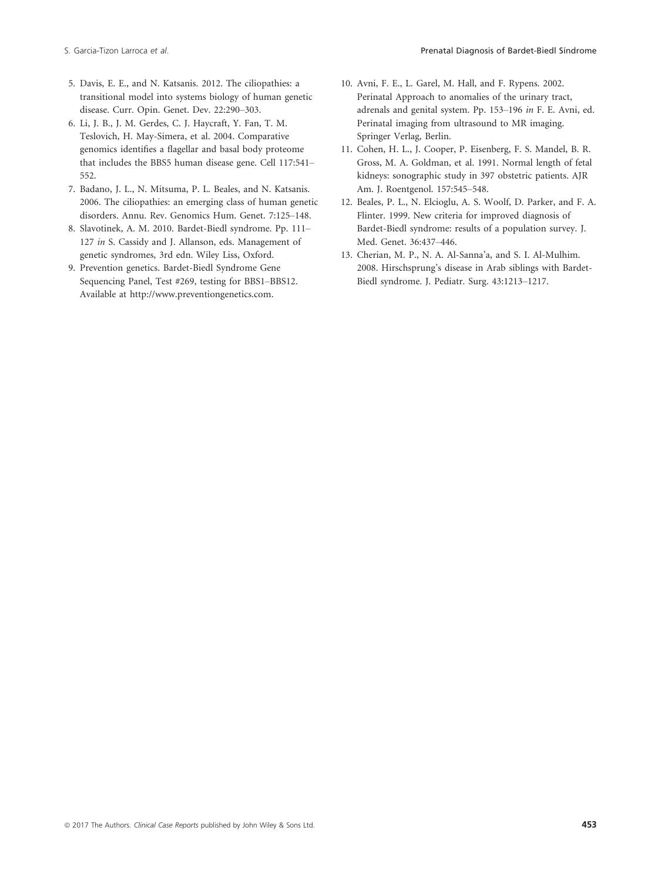5. Davis, E. E., and N. Katsanis. 2012. The ciliopathies: a transitional model into systems biology of human genetic disease. Curr. Opin. Genet. Dev. 22:290–303.
6. Li, J. B., J. M. Gerdes, C. J. Haycraft, Y. Fan, T. M. Teslovich, H. May-Simera, et al. 2004. Comparative genomics identifies a flagellar and basal body proteome that includes the BBS5 human disease gene. Cell 117:541–552.
7. Badano, J. L., N. Mitsuma, P. L. Beales, and N. Katsanis. 2006. The ciliopathies: an emerging class of human genetic disorders. Annu. Rev. Genomics Hum. Genet. 7:125–148.
8. Slavotinek, A. M. 2010. Bardet-Biedl syndrome. Pp. 111–127 *in* S. Cassidy and J. Allanson, eds. Management of genetic syndromes, 3rd edn. Wiley Liss, Oxford.
9. Prevention genetics. Bardet-Biedl Syndrome Gene Sequencing Panel, Test #269, testing for BBS1–BBS12. Available at http://www.preventiongenetics.com.
10. Avni, F. E., L. Garel, M. Hall, and F. Rypens. 2002. Perinatal Approach to anomalies of the urinary tract, adrenals and genital system. Pp. 153–196 *in* F. E. Avni, ed. Perinatal imaging from ultrasound to MR imaging. Springer Verlag, Berlin.
11. Cohen, H. L., J. Cooper, P. Eisenberg, F. S. Mandel, B. R. Gross, M. A. Goldman, et al. 1991. Normal length of fetal kidneys: sonographic study in 397 obstetric patients. AJR Am. J. Roentgenol. 157:545–548.
12. Beales, P. L., N. Elcioglu, A. S. Woolf, D. Parker, and F. A. Flinter. 1999. New criteria for improved diagnosis of Bardet-Biedl syndrome: results of a population survey. J. Med. Genet. 36:437–446.
13. Cherian, M. P., N. A. Al-Sanna'a, and S. I. Al-Mulhim. 2008. Hirschsprung's disease in Arab siblings with Bardet-Biedl syndrome. J. Pediatr. Surg. 43:1213–1217.